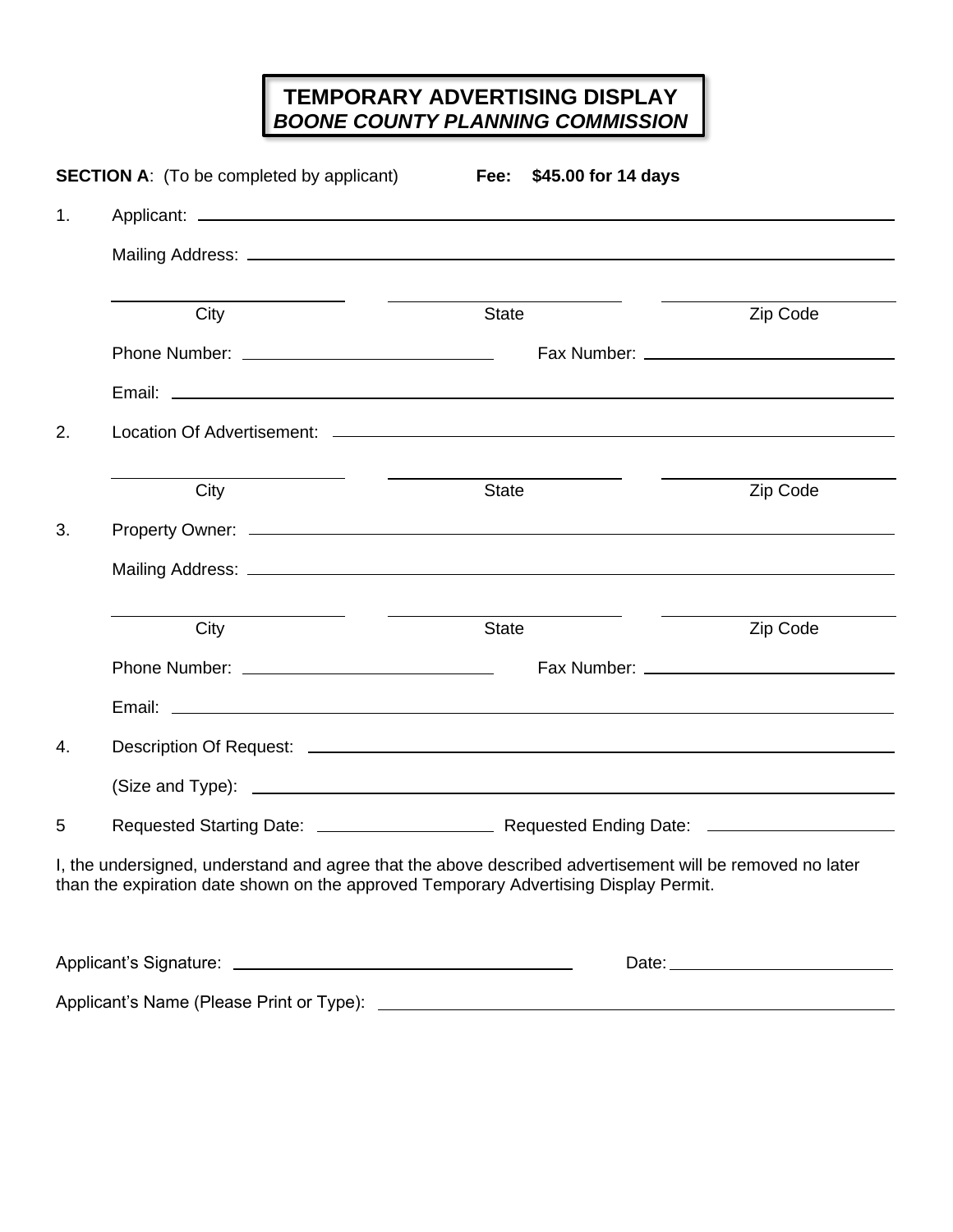# TEMPORARY ADVERTISING DISPLAY
## *BOONE COUNTY PLANNING COMMISSION*

**SECTION A**: (To be completed by applicant) **Fee: $45.00 for 14 days**

1. Applicant: ______________________________

   Mailing Address: ______________________________

   ______________ ______________ ______________
   City State Zip Code

   Phone Number: ______________ Fax Number: ______________

   Email: ______________________________

2. Location Of Advertisement: ______________________________

   ______________ ______________ ______________
   City State Zip Code

3. Property Owner: ______________________________

   Mailing Address: ______________________________

   ______________ ______________ ______________
   City State Zip Code

   Phone Number: ______________ Fax Number: ______________

   Email: ______________________________

4. Description Of Request: ______________________________

   (Size and Type): ______________________________

5 Requested Starting Date: ______________ Requested Ending Date: ______________

I, the undersigned, understand and agree that the above described advertisement will be removed no later than the expiration date shown on the approved Temporary Advertising Display Permit.

Applicant's Signature: ______________________________ Date: ______________

Applicant's Name (Please Print or Type): ______________________________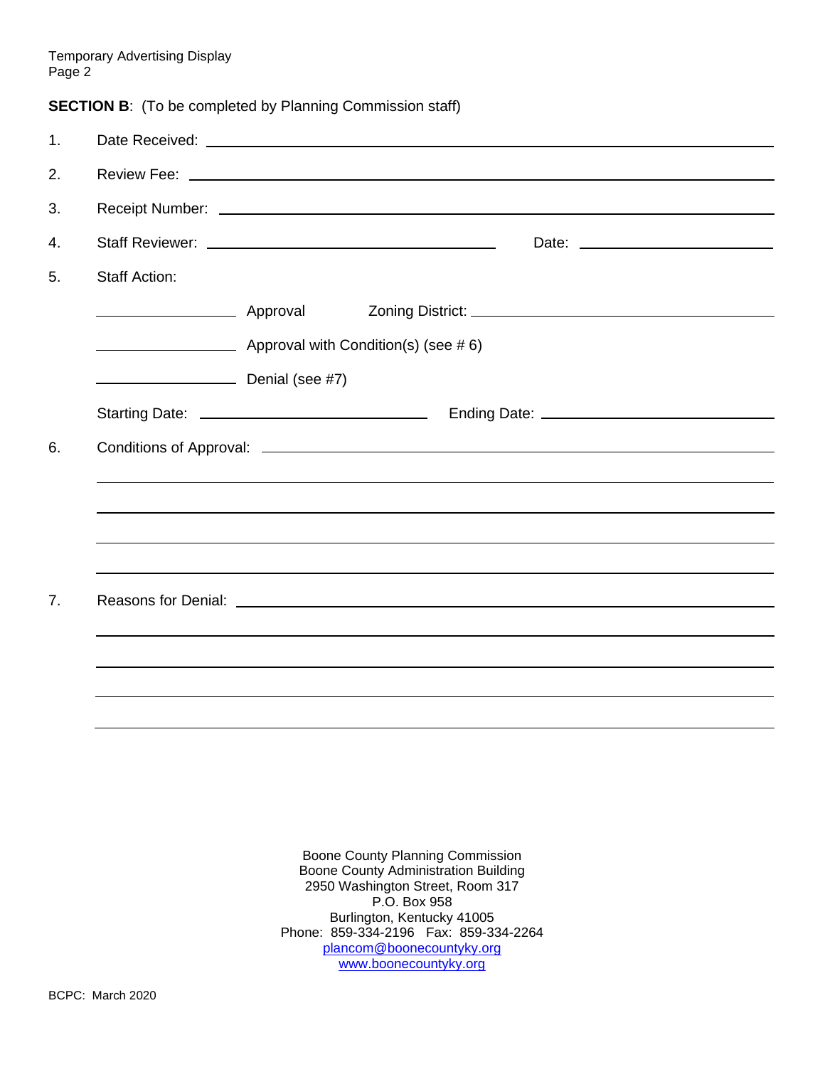**SECTION B**: (To be completed by Planning Commission staff)

1. Date Received: ______________________________________________

2. Review Fee: ______________________________________________

3. Receipt Number: ______________________________________________

4. Staff Reviewer: ______________________________ Date: ____________________

5. Staff Action:

   ______________ Approval Zoning District: ______________________________

   ______________ Approval with Condition(s) (see # 6)

   ______________ Denial (see #7)

   Starting Date: ______________________ Ending Date: ______________________

6. Conditions of Approval: ______________________________________________

   ______________________________________________

   ______________________________________________

   ______________________________________________

   ______________________________________________

7. Reasons for Denial: ______________________________________________

   ______________________________________________

   ______________________________________________

   ______________________________________________

   ______________________________________________

Boone County Planning Commission
Boone County Administration Building
2950 Washington Street, Room 317
P.O. Box 958
Burlington, Kentucky 41005
Phone: 859-334-2196 Fax: 859-334-2264
plancom@boonecountyky.org
www.boonecountyky.org

BCPC: March 2020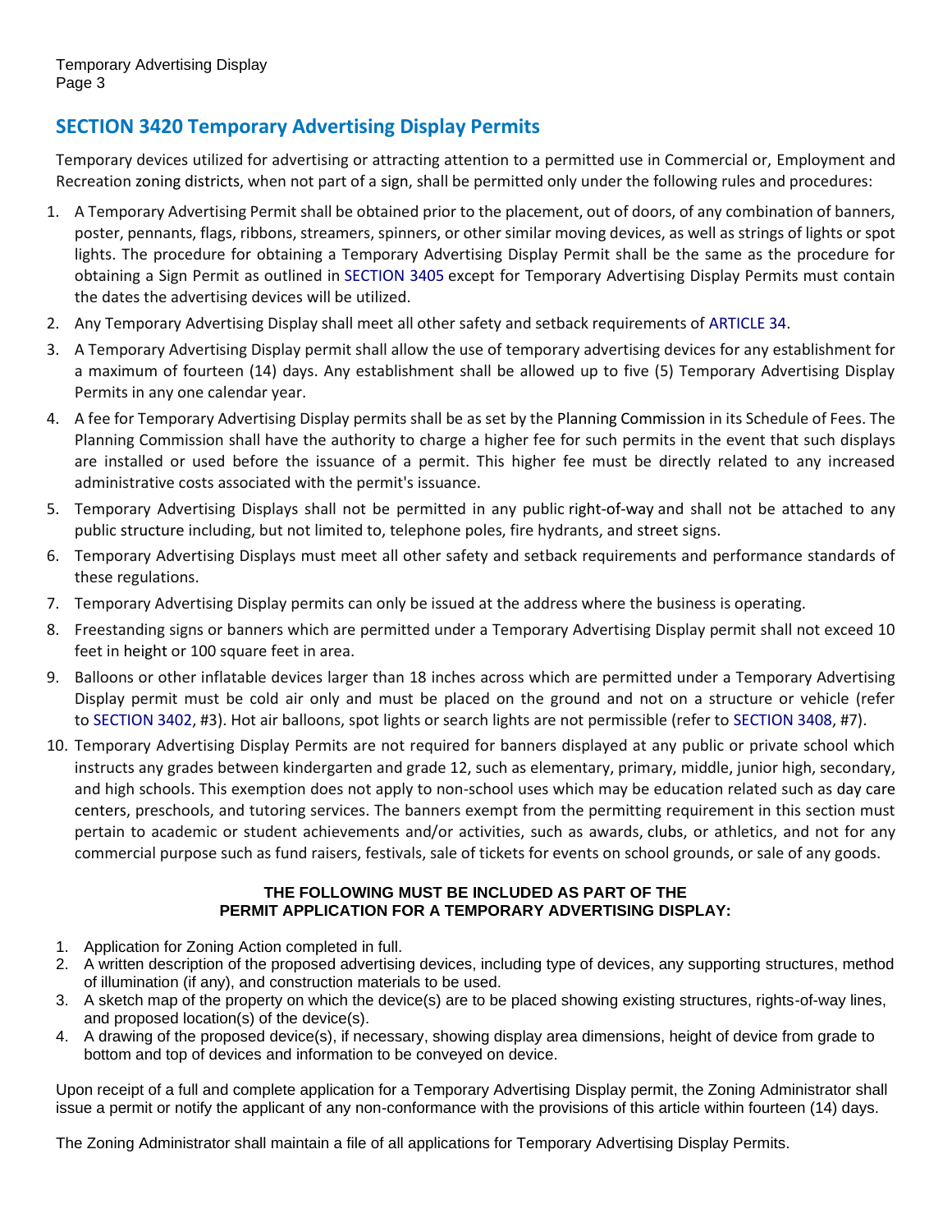## SECTION 3420 Temporary Advertising Display Permits

Temporary devices utilized for advertising or attracting attention to a permitted use in Commercial or, Employment and Recreation zoning districts, when not part of a sign, shall be permitted only under the following rules and procedures:

1. A Temporary Advertising Permit shall be obtained prior to the placement, out of doors, of any combination of banners, poster, pennants, flags, ribbons, streamers, spinners, or other similar moving devices, as well as strings of lights or spot lights. The procedure for obtaining a Temporary Advertising Display Permit shall be the same as the procedure for obtaining a Sign Permit as outlined in SECTION 3405 except for Temporary Advertising Display Permits must contain the dates the advertising devices will be utilized.
2. Any Temporary Advertising Display shall meet all other safety and setback requirements of ARTICLE 34.
3. A Temporary Advertising Display permit shall allow the use of temporary advertising devices for any establishment for a maximum of fourteen (14) days. Any establishment shall be allowed up to five (5) Temporary Advertising Display Permits in any one calendar year.
4. A fee for Temporary Advertising Display permits shall be as set by the Planning Commission in its Schedule of Fees. The Planning Commission shall have the authority to charge a higher fee for such permits in the event that such displays are installed or used before the issuance of a permit. This higher fee must be directly related to any increased administrative costs associated with the permit's issuance.
5. Temporary Advertising Displays shall not be permitted in any public right-of-way and shall not be attached to any public structure including, but not limited to, telephone poles, fire hydrants, and street signs.
6. Temporary Advertising Displays must meet all other safety and setback requirements and performance standards of these regulations.
7. Temporary Advertising Display permits can only be issued at the address where the business is operating.
8. Freestanding signs or banners which are permitted under a Temporary Advertising Display permit shall not exceed 10 feet in height or 100 square feet in area.
9. Balloons or other inflatable devices larger than 18 inches across which are permitted under a Temporary Advertising Display permit must be cold air only and must be placed on the ground and not on a structure or vehicle (refer to SECTION 3402, #3). Hot air balloons, spot lights or search lights are not permissible (refer to SECTION 3408, #7).
10. Temporary Advertising Display Permits are not required for banners displayed at any public or private school which instructs any grades between kindergarten and grade 12, such as elementary, primary, middle, junior high, secondary, and high schools. This exemption does not apply to non-school uses which may be education related such as day care centers, preschools, and tutoring services. The banners exempt from the permitting requirement in this section must pertain to academic or student achievements and/or activities, such as awards, clubs, or athletics, and not for any commercial purpose such as fund raisers, festivals, sale of tickets for events on school grounds, or sale of any goods.

**THE FOLLOWING MUST BE INCLUDED AS PART OF THE PERMIT APPLICATION FOR A TEMPORARY ADVERTISING DISPLAY:**

1. Application for Zoning Action completed in full.
2. A written description of the proposed advertising devices, including type of devices, any supporting structures, method of illumination (if any), and construction materials to be used.
3. A sketch map of the property on which the device(s) are to be placed showing existing structures, rights-of-way lines, and proposed location(s) of the device(s).
4. A drawing of the proposed device(s), if necessary, showing display area dimensions, height of device from grade to bottom and top of devices and information to be conveyed on device.

Upon receipt of a full and complete application for a Temporary Advertising Display permit, the Zoning Administrator shall issue a permit or notify the applicant of any non-conformance with the provisions of this article within fourteen (14) days.

The Zoning Administrator shall maintain a file of all applications for Temporary Advertising Display Permits.